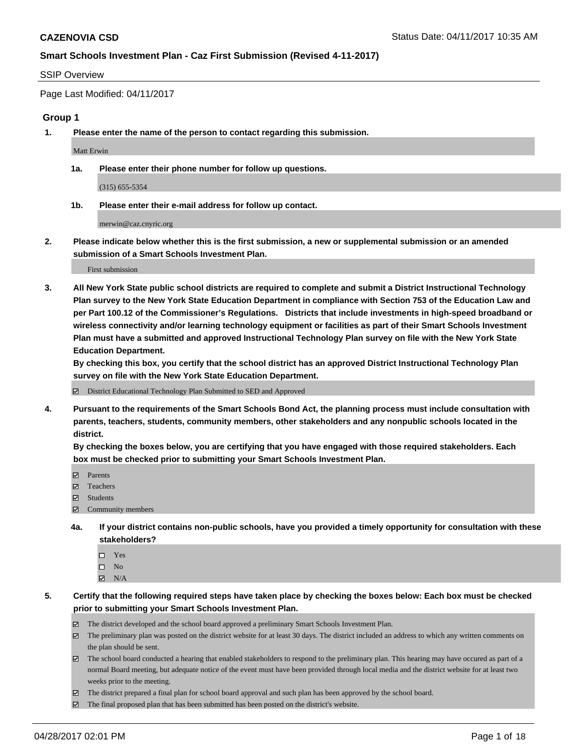**CAZENOVIA CSD** Status Date: 04/11/2017 10:35 AM

**Smart Schools Investment Plan - Caz First Submission (Revised 4-11-2017)**

SSIP Overview

Page Last Modified: 04/11/2017

## Group 1

**1. Please enter the name of the person to contact regarding this submission.**

Matt Erwin

**1a. Please enter their phone number for follow up questions.**

(315) 655-5354

**1b. Please enter their e-mail address for follow up contact.**

merwin@caz.cnyric.org

**2. Please indicate below whether this is the first submission, a new or supplemental submission or an amended submission of a Smart Schools Investment Plan.**

First submission

**3. All New York State public school districts are required to complete and submit a District Instructional Technology Plan survey to the New York State Education Department in compliance with Section 753 of the Education Law and per Part 100.12 of the Commissioner's Regulations. Districts that include investments in high-speed broadband or wireless connectivity and/or learning technology equipment or facilities as part of their Smart Schools Investment Plan must have a submitted and approved Instructional Technology Plan survey on file with the New York State Education Department.**
**By checking this box, you certify that the school district has an approved District Instructional Technology Plan survey on file with the New York State Education Department.**

- [x] District Educational Technology Plan Submitted to SED and Approved

**4. Pursuant to the requirements of the Smart Schools Bond Act, the planning process must include consultation with parents, teachers, students, community members, other stakeholders and any nonpublic schools located in the district.**
**By checking the boxes below, you are certifying that you have engaged with those required stakeholders. Each box must be checked prior to submitting your Smart Schools Investment Plan.**

- [x] Parents
- [x] Teachers
- [x] Students
- [x] Community members

**4a. If your district contains non-public schools, have you provided a timely opportunity for consultation with these stakeholders?**

- [ ] Yes
- [ ] No
- [x] N/A

**5. Certify that the following required steps have taken place by checking the boxes below: Each box must be checked prior to submitting your Smart Schools Investment Plan.**

- [x] The district developed and the school board approved a preliminary Smart Schools Investment Plan.
- [x] The preliminary plan was posted on the district website for at least 30 days. The district included an address to which any written comments on the plan should be sent.
- [x] The school board conducted a hearing that enabled stakeholders to respond to the preliminary plan. This hearing may have occured as part of a normal Board meeting, but adequate notice of the event must have been provided through local media and the district website for at least two weeks prior to the meeting.
- [x] The district prepared a final plan for school board approval and such plan has been approved by the school board.
- [x] The final proposed plan that has been submitted has been posted on the district's website.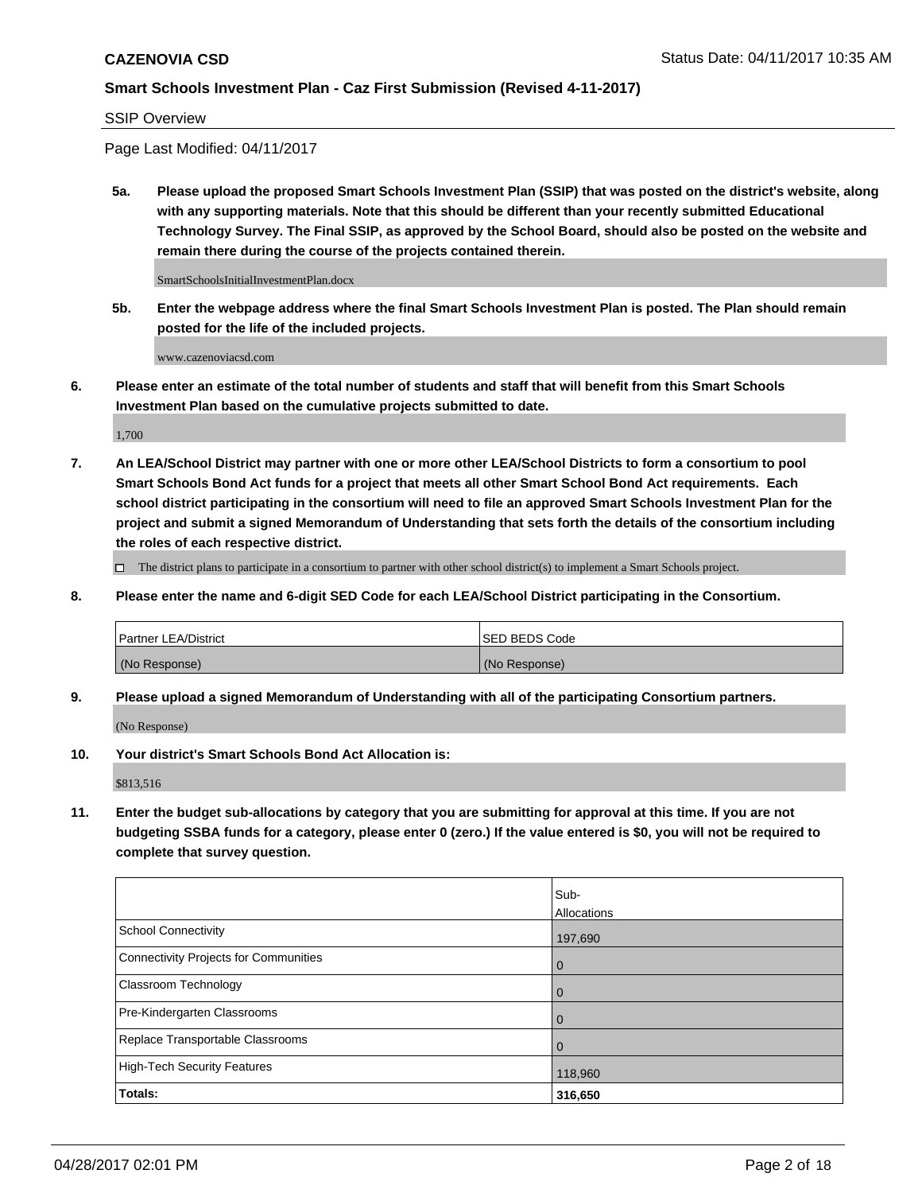**CAZENOVIA CSD** Status Date: 04/11/2017 10:35 AM

**Smart Schools Investment Plan - Caz First Submission (Revised 4-11-2017)**

SSIP Overview

Page Last Modified: 04/11/2017

**5a. Please upload the proposed Smart Schools Investment Plan (SSIP) that was posted on the district's website, along with any supporting materials. Note that this should be different than your recently submitted Educational Technology Survey. The Final SSIP, as approved by the School Board, should also be posted on the website and remain there during the course of the projects contained therein.**

SmartSchoolsInitialInvestmentPlan.docx

**5b. Enter the webpage address where the final Smart Schools Investment Plan is posted. The Plan should remain posted for the life of the included projects.**

www.cazenoviacsd.com

**6. Please enter an estimate of the total number of students and staff that will benefit from this Smart Schools Investment Plan based on the cumulative projects submitted to date.**

1,700

**7. An LEA/School District may partner with one or more other LEA/School Districts to form a consortium to pool Smart Schools Bond Act funds for a project that meets all other Smart School Bond Act requirements. Each school district participating in the consortium will need to file an approved Smart Schools Investment Plan for the project and submit a signed Memorandum of Understanding that sets forth the details of the consortium including the roles of each respective district.**

☐ The district plans to participate in a consortium to partner with other school district(s) to implement a Smart Schools project.

**8. Please enter the name and 6-digit SED Code for each LEA/School District participating in the Consortium.**

| Partner LEA/District | SED BEDS Code |
|---|---|
| (No Response) | (No Response) |

**9. Please upload a signed Memorandum of Understanding with all of the participating Consortium partners.**

(No Response)

**10. Your district's Smart Schools Bond Act Allocation is:**

$813,516

**11. Enter the budget sub-allocations by category that you are submitting for approval at this time. If you are not budgeting SSBA funds for a category, please enter 0 (zero.) If the value entered is $0, you will not be required to complete that survey question.**

| | Sub-Allocations |
|---|---|
| School Connectivity | 197,690 |
| Connectivity Projects for Communities | 0 |
| Classroom Technology | 0 |
| Pre-Kindergarten Classrooms | 0 |
| Replace Transportable Classrooms | 0 |
| High-Tech Security Features | 118,960 |
| **Totals:** | **316,650** |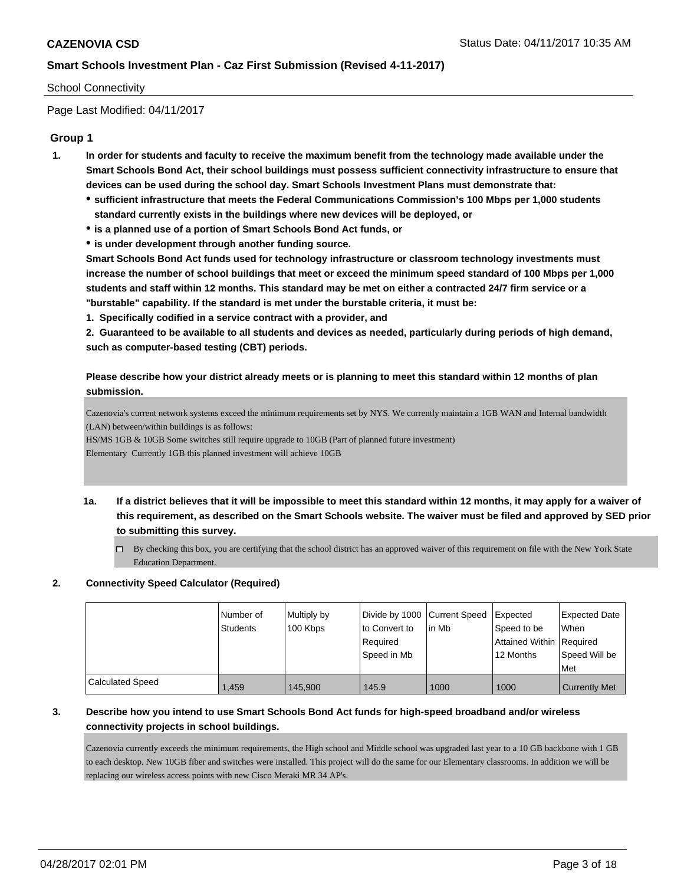School Connectivity

Page Last Modified: 04/11/2017

## Group 1

**1. In order for students and faculty to receive the maximum benefit from the technology made available under the Smart Schools Bond Act, their school buildings must possess sufficient connectivity infrastructure to ensure that devices can be used during the school day. Smart Schools Investment Plans must demonstrate that:**

- **sufficient infrastructure that meets the Federal Communications Commission's 100 Mbps per 1,000 students standard currently exists in the buildings where new devices will be deployed, or**
- **is a planned use of a portion of Smart Schools Bond Act funds, or**
- **is under development through another funding source.**

**Smart Schools Bond Act funds used for technology infrastructure or classroom technology investments must increase the number of school buildings that meet or exceed the minimum speed standard of 100 Mbps per 1,000 students and staff within 12 months. This standard may be met on either a contracted 24/7 firm service or a "burstable" capability. If the standard is met under the burstable criteria, it must be:**

**1. Specifically codified in a service contract with a provider, and**

**2. Guaranteed to be available to all students and devices as needed, particularly during periods of high demand, such as computer-based testing (CBT) periods.**

**Please describe how your district already meets or is planning to meet this standard within 12 months of plan submission.**

Cazenovia's current network systems exceed the minimum requirements set by NYS. We currently maintain a 1GB WAN and Internal bandwidth (LAN) between/within buildings is as follows:
HS/MS 1GB & 10GB Some switches still require upgrade to 10GB (Part of planned future investment)
Elementary Currently 1GB this planned investment will achieve 10GB

**1a. If a district believes that it will be impossible to meet this standard within 12 months, it may apply for a waiver of this requirement, as described on the Smart Schools website. The waiver must be filed and approved by SED prior to submitting this survey.**

☐ By checking this box, you are certifying that the school district has an approved waiver of this requirement on file with the New York State Education Department.

**2. Connectivity Speed Calculator (Required)**

| | Number of Students | Multiply by 100 Kbps | Divide by 1000 to Convert to Required Speed in Mb | Current Speed in Mb | Expected Speed to be Attained Within 12 Months | Expected Date When Required Speed Will be Met |
|---|---|---|---|---|---|---|
| Calculated Speed | 1,459 | 145,900 | 145.9 | 1000 | 1000 | Currently Met |

**3. Describe how you intend to use Smart Schools Bond Act funds for high-speed broadband and/or wireless connectivity projects in school buildings.**

Cazenovia currently exceeds the minimum requirements, the High school and Middle school was upgraded last year to a 10 GB backbone with 1 GB to each desktop. New 10GB fiber and switches were installed. This project will do the same for our Elementary classrooms. In addition we will be replacing our wireless access points with new Cisco Meraki MR 34 AP's.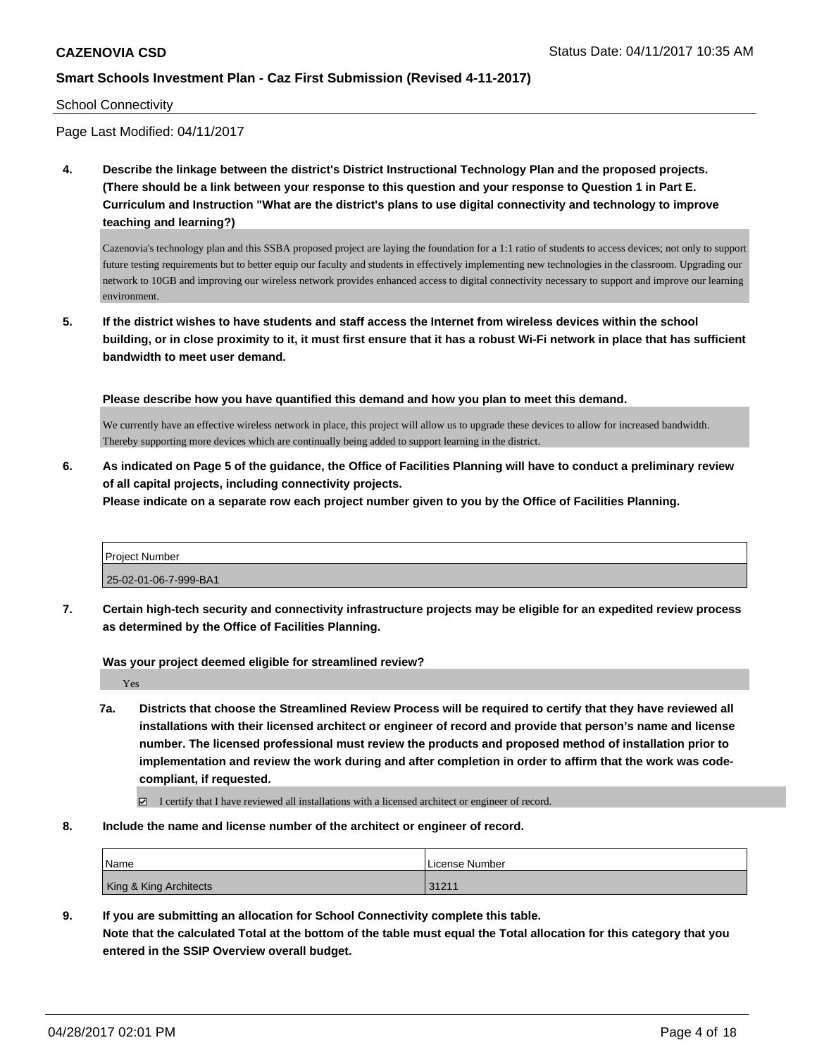School Connectivity

Page Last Modified: 04/11/2017

**4. Describe the linkage between the district's District Instructional Technology Plan and the proposed projects. (There should be a link between your response to this question and your response to Question 1 in Part E. Curriculum and Instruction "What are the district's plans to use digital connectivity and technology to improve teaching and learning?)**

Cazenovia's technology plan and this SSBA proposed project are laying the foundation for a 1:1 ratio of students to access devices; not only to support future testing requirements but to better equip our faculty and students in effectively implementing new technologies in the classroom. Upgrading our network to 10GB and improving our wireless network provides enhanced access to digital connectivity necessary to support and improve our learning environment.

**5. If the district wishes to have students and staff access the Internet from wireless devices within the school building, or in close proximity to it, it must first ensure that it has a robust Wi-Fi network in place that has sufficient bandwidth to meet user demand.**

**Please describe how you have quantified this demand and how you plan to meet this demand.**

We currently have an effective wireless network in place, this project will allow us to upgrade these devices to allow for increased bandwidth. Thereby supporting more devices which are continually being added to support learning in the district.

**6. As indicated on Page 5 of the guidance, the Office of Facilities Planning will have to conduct a preliminary review of all capital projects, including connectivity projects.**
**Please indicate on a separate row each project number given to you by the Office of Facilities Planning.**

| Project Number |
|---|
| 25-02-01-06-7-999-BA1 |

**7. Certain high-tech security and connectivity infrastructure projects may be eligible for an expedited review process as determined by the Office of Facilities Planning.**

**Was your project deemed eligible for streamlined review?**

Yes

**7a. Districts that choose the Streamlined Review Process will be required to certify that they have reviewed all installations with their licensed architect or engineer of record and provide that person's name and license number. The licensed professional must review the products and proposed method of installation prior to implementation and review the work during and after completion in order to affirm that the work was code-compliant, if requested.**

☑ I certify that I have reviewed all installations with a licensed architect or engineer of record.

**8. Include the name and license number of the architect or engineer of record.**

| Name | License Number |
|---|---|
| King & King Architects | 31211 |

**9. If you are submitting an allocation for School Connectivity complete this table.**
**Note that the calculated Total at the bottom of the table must equal the Total allocation for this category that you entered in the SSIP Overview overall budget.**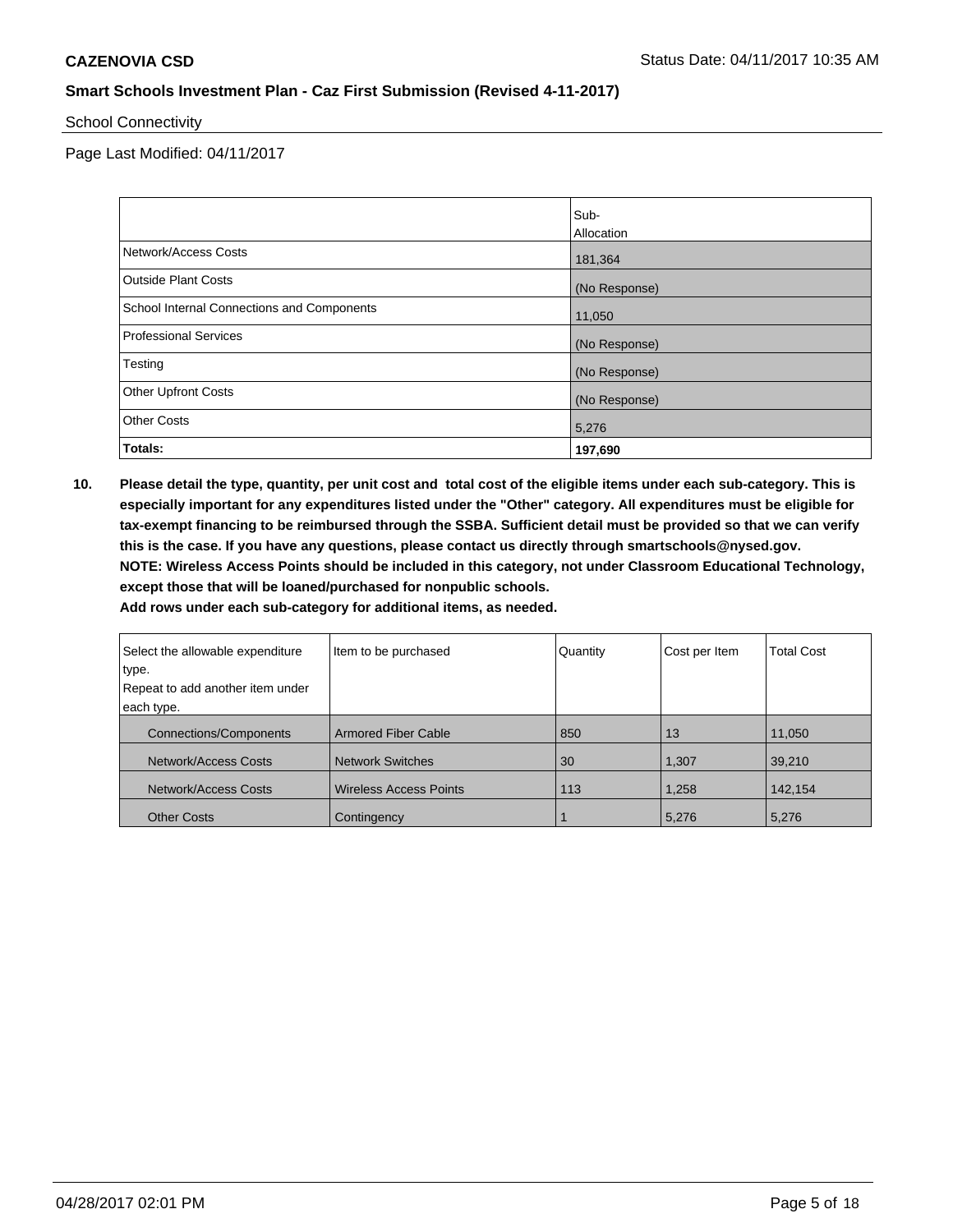School Connectivity

Page Last Modified: 04/11/2017

| | Sub-Allocation |
|---|---|
| Network/Access Costs | 181,364 |
| Outside Plant Costs | (No Response) |
| School Internal Connections and Components | 11,050 |
| Professional Services | (No Response) |
| Testing | (No Response) |
| Other Upfront Costs | (No Response) |
| Other Costs | 5,276 |
| **Totals:** | **197,690** |

**10. Please detail the type, quantity, per unit cost and total cost of the eligible items under each sub-category. This is especially important for any expenditures listed under the "Other" category. All expenditures must be eligible for tax-exempt financing to be reimbursed through the SSBA. Sufficient detail must be provided so that we can verify this is the case. If you have any questions, please contact us directly through smartschools@nysed.gov.**
**NOTE: Wireless Access Points should be included in this category, not under Classroom Educational Technology, except those that will be loaned/purchased for nonpublic schools.**
**Add rows under each sub-category for additional items, as needed.**

| Select the allowable expenditure type. Repeat to add another item under each type. | Item to be purchased | Quantity | Cost per Item | Total Cost |
|---|---|---|---|---|
| Connections/Components | Armored Fiber Cable | 850 | 13 | 11,050 |
| Network/Access Costs | Network Switches | 30 | 1,307 | 39,210 |
| Network/Access Costs | Wireless Access Points | 113 | 1,258 | 142,154 |
| Other Costs | Contingency | 1 | 5,276 | 5,276 |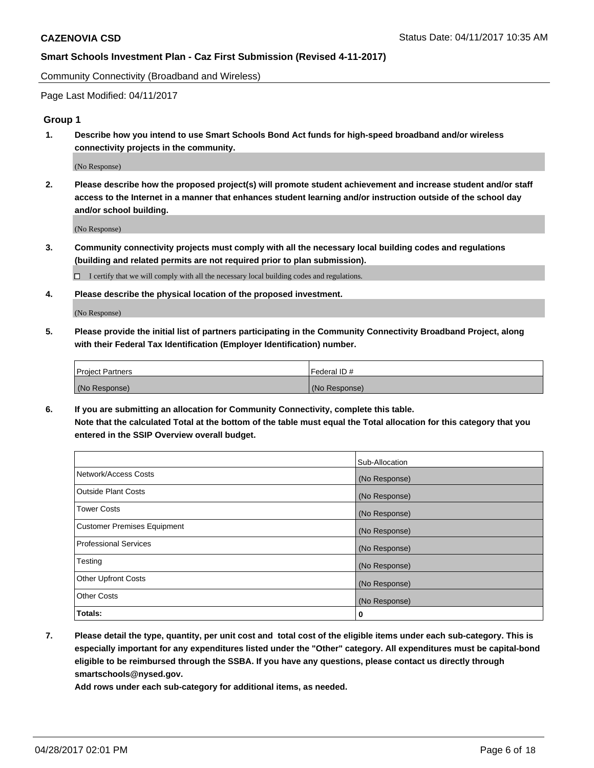**CAZENOVIA CSD**

**Smart Schools Investment Plan - Caz First Submission (Revised 4-11-2017)**

Community Connectivity (Broadband and Wireless)

Page Last Modified: 04/11/2017

### Group 1

1. **Describe how you intend to use Smart Schools Bond Act funds for high-speed broadband and/or wireless connectivity projects in the community.**

   (No Response)

2. **Please describe how the proposed project(s) will promote student achievement and increase student and/or staff access to the Internet in a manner that enhances student learning and/or instruction outside of the school day and/or school building.**

   (No Response)

3. **Community connectivity projects must comply with all the necessary local building codes and regulations (building and related permits are not required prior to plan submission).**

   ☐ I certify that we will comply with all the necessary local building codes and regulations.

4. **Please describe the physical location of the proposed investment.**

   (No Response)

5. **Please provide the initial list of partners participating in the Community Connectivity Broadband Project, along with their Federal Tax Identification (Employer Identification) number.**

| Project Partners | Federal ID # |
| --- | --- |
| (No Response) | (No Response) |

6. **If you are submitting an allocation for Community Connectivity, complete this table.**
   **Note that the calculated Total at the bottom of the table must equal the Total allocation for this category that you entered in the SSIP Overview overall budget.**

| | Sub-Allocation |
| --- | --- |
| Network/Access Costs | (No Response) |
| Outside Plant Costs | (No Response) |
| Tower Costs | (No Response) |
| Customer Premises Equipment | (No Response) |
| Professional Services | (No Response) |
| Testing | (No Response) |
| Other Upfront Costs | (No Response) |
| Other Costs | (No Response) |
| **Totals:** | **0** |

7. **Please detail the type, quantity, per unit cost and total cost of the eligible items under each sub-category. This is especially important for any expenditures listed under the "Other" category. All expenditures must be capital-bond eligible to be reimbursed through the SSBA. If you have any questions, please contact us directly through smartschools@nysed.gov.**
   **Add rows under each sub-category for additional items, as needed.**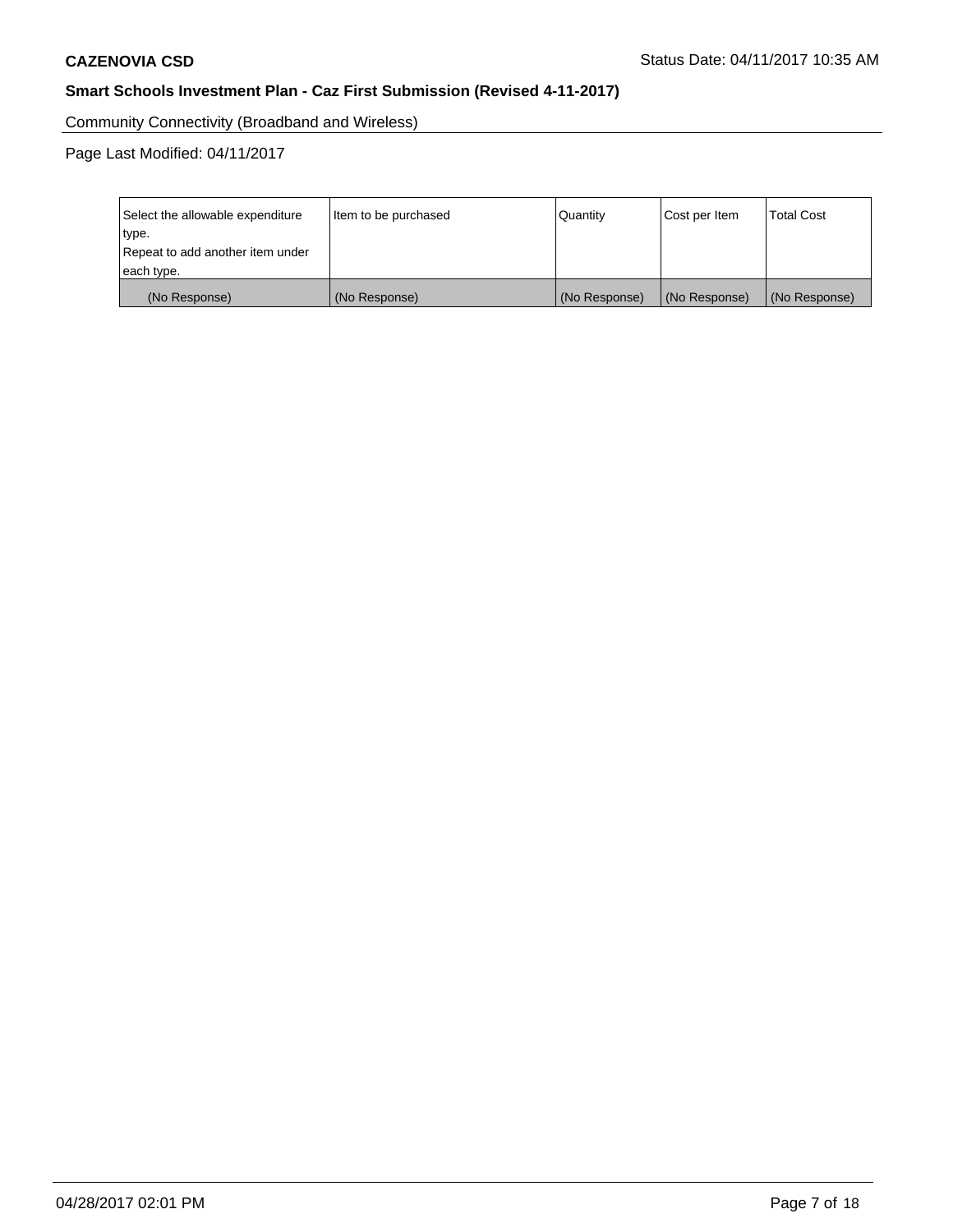Community Connectivity (Broadband and Wireless)

Page Last Modified: 04/11/2017

| Select the allowable expenditure type.<br>Repeat to add another item under each type. | Item to be purchased | Quantity | Cost per Item | Total Cost |
|---|---|---|---|---|
| (No Response) | (No Response) | (No Response) | (No Response) | (No Response) |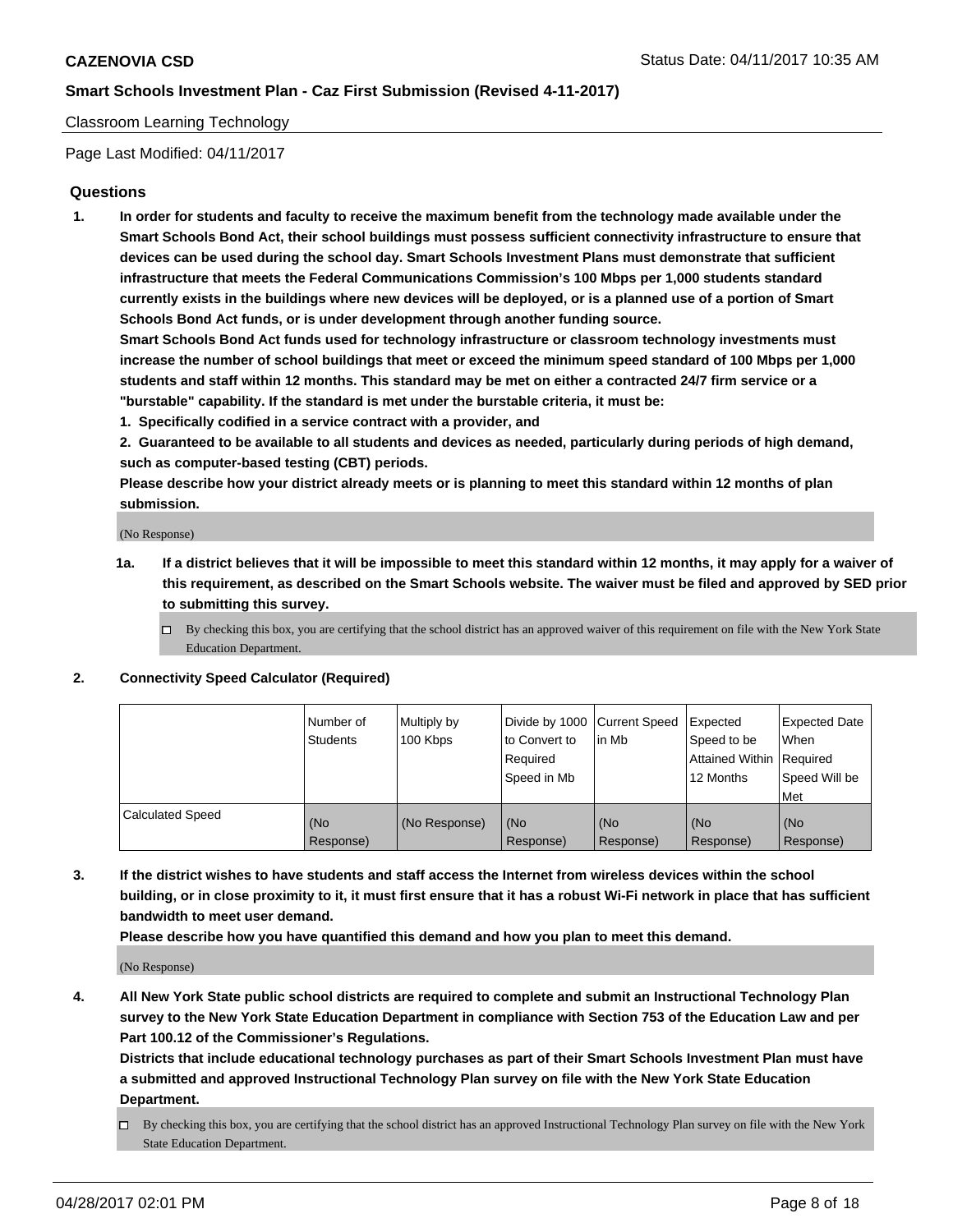**CAZENOVIA CSD** Status Date: 04/11/2017 10:35 AM

**Smart Schools Investment Plan - Caz First Submission (Revised 4-11-2017)**

Classroom Learning Technology

Page Last Modified: 04/11/2017

## Questions

1. **In order for students and faculty to receive the maximum benefit from the technology made available under the Smart Schools Bond Act, their school buildings must possess sufficient connectivity infrastructure to ensure that devices can be used during the school day. Smart Schools Investment Plans must demonstrate that sufficient infrastructure that meets the Federal Communications Commission's 100 Mbps per 1,000 students standard currently exists in the buildings where new devices will be deployed, or is a planned use of a portion of Smart Schools Bond Act funds, or is under development through another funding source.**
   **Smart Schools Bond Act funds used for technology infrastructure or classroom technology investments must increase the number of school buildings that meet or exceed the minimum speed standard of 100 Mbps per 1,000 students and staff within 12 months. This standard may be met on either a contracted 24/7 firm service or a "burstable" capability. If the standard is met under the burstable criteria, it must be:**
   **1. Specifically codified in a service contract with a provider, and**
   **2. Guaranteed to be available to all students and devices as needed, particularly during periods of high demand, such as computer-based testing (CBT) periods.**
   **Please describe how your district already meets or is planning to meet this standard within 12 months of plan submission.**

   (No Response)

   **1a. If a district believes that it will be impossible to meet this standard within 12 months, it may apply for a waiver of this requirement, as described on the Smart Schools website. The waiver must be filed and approved by SED prior to submitting this survey.**

   - ☐ By checking this box, you are certifying that the school district has an approved waiver of this requirement on file with the New York State Education Department.

2. **Connectivity Speed Calculator (Required)**

| | Number of Students | Multiply by 100 Kbps | Divide by 1000 to Convert to Required Speed in Mb | Current Speed in Mb | Expected Speed to be Attained Within 12 Months | Expected Date When Required Speed Will be Met |
|---|---|---|---|---|---|---|
| Calculated Speed | (No Response) | (No Response) | (No Response) | (No Response) | (No Response) | (No Response) |

3. **If the district wishes to have students and staff access the Internet from wireless devices within the school building, or in close proximity to it, it must first ensure that it has a robust Wi-Fi network in place that has sufficient bandwidth to meet user demand.**
   **Please describe how you have quantified this demand and how you plan to meet this demand.**

   (No Response)

4. **All New York State public school districts are required to complete and submit an Instructional Technology Plan survey to the New York State Education Department in compliance with Section 753 of the Education Law and per Part 100.12 of the Commissioner's Regulations.**
   **Districts that include educational technology purchases as part of their Smart Schools Investment Plan must have a submitted and approved Instructional Technology Plan survey on file with the New York State Education Department.**

   - ☐ By checking this box, you are certifying that the school district has an approved Instructional Technology Plan survey on file with the New York State Education Department.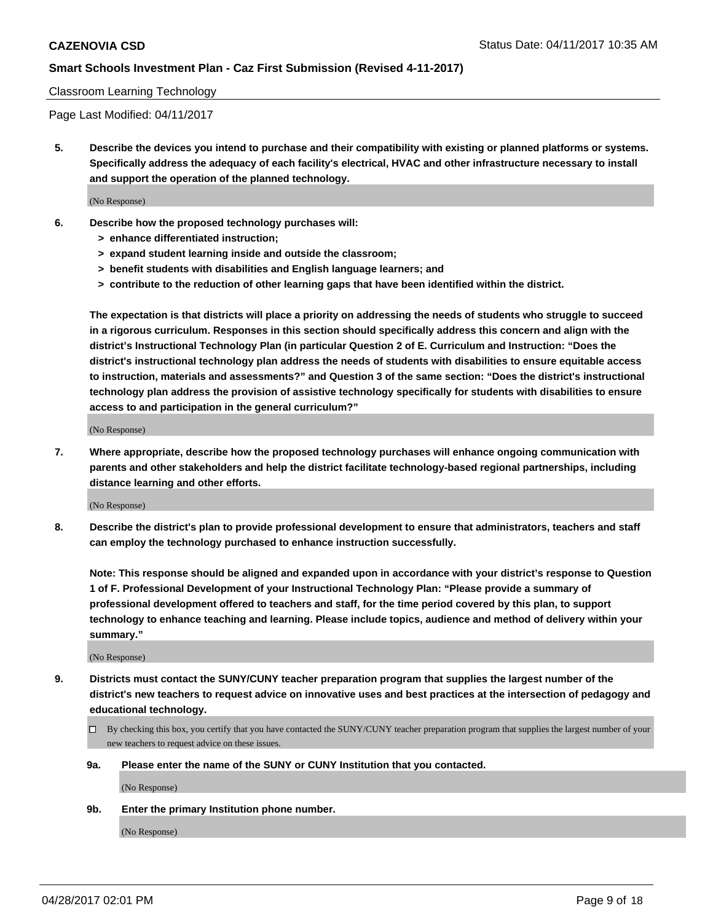Classroom Learning Technology

Page Last Modified: 04/11/2017

**5. Describe the devices you intend to purchase and their compatibility with existing or planned platforms or systems. Specifically address the adequacy of each facility's electrical, HVAC and other infrastructure necessary to install and support the operation of the planned technology.**

(No Response)

**6. Describe how the proposed technology purchases will:**
- **> enhance differentiated instruction;**
- **> expand student learning inside and outside the classroom;**
- **> benefit students with disabilities and English language learners; and**
- **> contribute to the reduction of other learning gaps that have been identified within the district.**

**The expectation is that districts will place a priority on addressing the needs of students who struggle to succeed in a rigorous curriculum. Responses in this section should specifically address this concern and align with the district's Instructional Technology Plan (in particular Question 2 of E. Curriculum and Instruction: "Does the district's instructional technology plan address the needs of students with disabilities to ensure equitable access to instruction, materials and assessments?" and Question 3 of the same section: "Does the district's instructional technology plan address the provision of assistive technology specifically for students with disabilities to ensure access to and participation in the general curriculum?"**

(No Response)

**7. Where appropriate, describe how the proposed technology purchases will enhance ongoing communication with parents and other stakeholders and help the district facilitate technology-based regional partnerships, including distance learning and other efforts.**

(No Response)

**8. Describe the district's plan to provide professional development to ensure that administrators, teachers and staff can employ the technology purchased to enhance instruction successfully.**

**Note: This response should be aligned and expanded upon in accordance with your district's response to Question 1 of F. Professional Development of your Instructional Technology Plan: "Please provide a summary of professional development offered to teachers and staff, for the time period covered by this plan, to support technology to enhance teaching and learning. Please include topics, audience and method of delivery within your summary."**

(No Response)

**9. Districts must contact the SUNY/CUNY teacher preparation program that supplies the largest number of the district's new teachers to request advice on innovative uses and best practices at the intersection of pedagogy and educational technology.**

☐ By checking this box, you certify that you have contacted the SUNY/CUNY teacher preparation program that supplies the largest number of your new teachers to request advice on these issues.

**9a. Please enter the name of the SUNY or CUNY Institution that you contacted.**

(No Response)

**9b. Enter the primary Institution phone number.**

(No Response)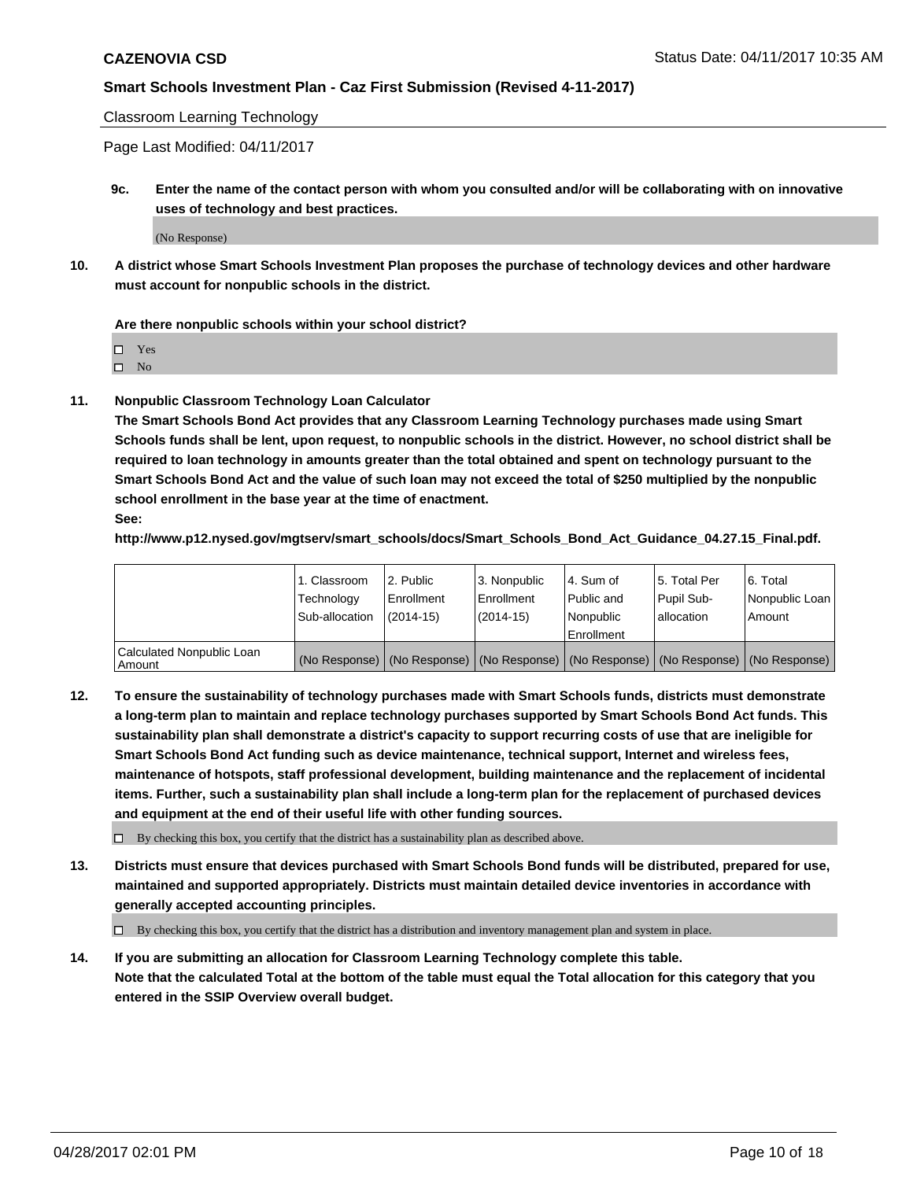Classroom Learning Technology

Page Last Modified: 04/11/2017

**9c. Enter the name of the contact person with whom you consulted and/or will be collaborating with on innovative uses of technology and best practices.**

(No Response)

**10. A district whose Smart Schools Investment Plan proposes the purchase of technology devices and other hardware must account for nonpublic schools in the district.**

**Are there nonpublic schools within your school district?**

- ☐ Yes
- ☐ No

**11. Nonpublic Classroom Technology Loan Calculator**

**The Smart Schools Bond Act provides that any Classroom Learning Technology purchases made using Smart Schools funds shall be lent, upon request, to nonpublic schools in the district. However, no school district shall be required to loan technology in amounts greater than the total obtained and spent on technology pursuant to the Smart Schools Bond Act and the value of such loan may not exceed the total of $250 multiplied by the nonpublic school enrollment in the base year at the time of enactment.**

**See:**

**http://www.p12.nysed.gov/mgtserv/smart_schools/docs/Smart_Schools_Bond_Act_Guidance_04.27.15_Final.pdf.**

| | 1. Classroom Technology Sub-allocation | 2. Public Enrollment (2014-15) | 3. Nonpublic Enrollment (2014-15) | 4. Sum of Public and Nonpublic Enrollment | 5. Total Per Pupil Sub-allocation | 6. Total Nonpublic Loan Amount |
|---|---|---|---|---|---|---|
| Calculated Nonpublic Loan Amount | (No Response) | (No Response) | (No Response) | (No Response) | (No Response) | (No Response) |

**12. To ensure the sustainability of technology purchases made with Smart Schools funds, districts must demonstrate a long-term plan to maintain and replace technology purchases supported by Smart Schools Bond Act funds. This sustainability plan shall demonstrate a district's capacity to support recurring costs of use that are ineligible for Smart Schools Bond Act funding such as device maintenance, technical support, Internet and wireless fees, maintenance of hotspots, staff professional development, building maintenance and the replacement of incidental items. Further, such a sustainability plan shall include a long-term plan for the replacement of purchased devices and equipment at the end of their useful life with other funding sources.**

☐ By checking this box, you certify that the district has a sustainability plan as described above.

**13. Districts must ensure that devices purchased with Smart Schools Bond funds will be distributed, prepared for use, maintained and supported appropriately. Districts must maintain detailed device inventories in accordance with generally accepted accounting principles.**

☐ By checking this box, you certify that the district has a distribution and inventory management plan and system in place.

**14. If you are submitting an allocation for Classroom Learning Technology complete this table. Note that the calculated Total at the bottom of the table must equal the Total allocation for this category that you entered in the SSIP Overview overall budget.**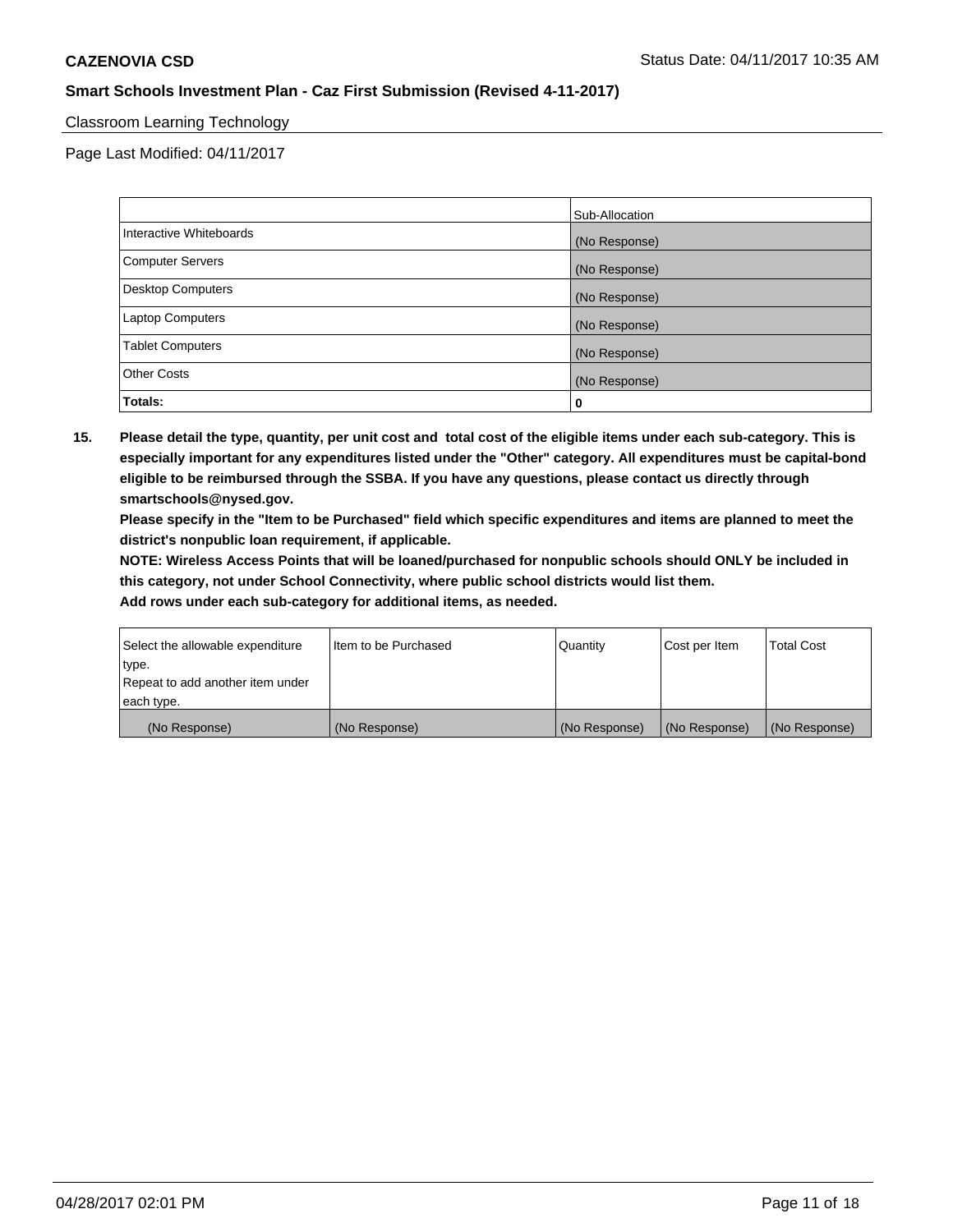Classroom Learning Technology

Page Last Modified: 04/11/2017

| | Sub-Allocation |
|---|---|
| Interactive Whiteboards | (No Response) |
| Computer Servers | (No Response) |
| Desktop Computers | (No Response) |
| Laptop Computers | (No Response) |
| Tablet Computers | (No Response) |
| Other Costs | (No Response) |
| **Totals:** | **0** |

**15. Please detail the type, quantity, per unit cost and total cost of the eligible items under each sub-category. This is especially important for any expenditures listed under the "Other" category. All expenditures must be capital-bond eligible to be reimbursed through the SSBA. If you have any questions, please contact us directly through smartschools@nysed.gov.**

**Please specify in the "Item to be Purchased" field which specific expenditures and items are planned to meet the district's nonpublic loan requirement, if applicable.**

**NOTE: Wireless Access Points that will be loaned/purchased for nonpublic schools should ONLY be included in this category, not under School Connectivity, where public school districts would list them.**

**Add rows under each sub-category for additional items, as needed.**

| Select the allowable expenditure type. Repeat to add another item under each type. | Item to be Purchased | Quantity | Cost per Item | Total Cost |
|---|---|---|---|---|
| (No Response) | (No Response) | (No Response) | (No Response) | (No Response) |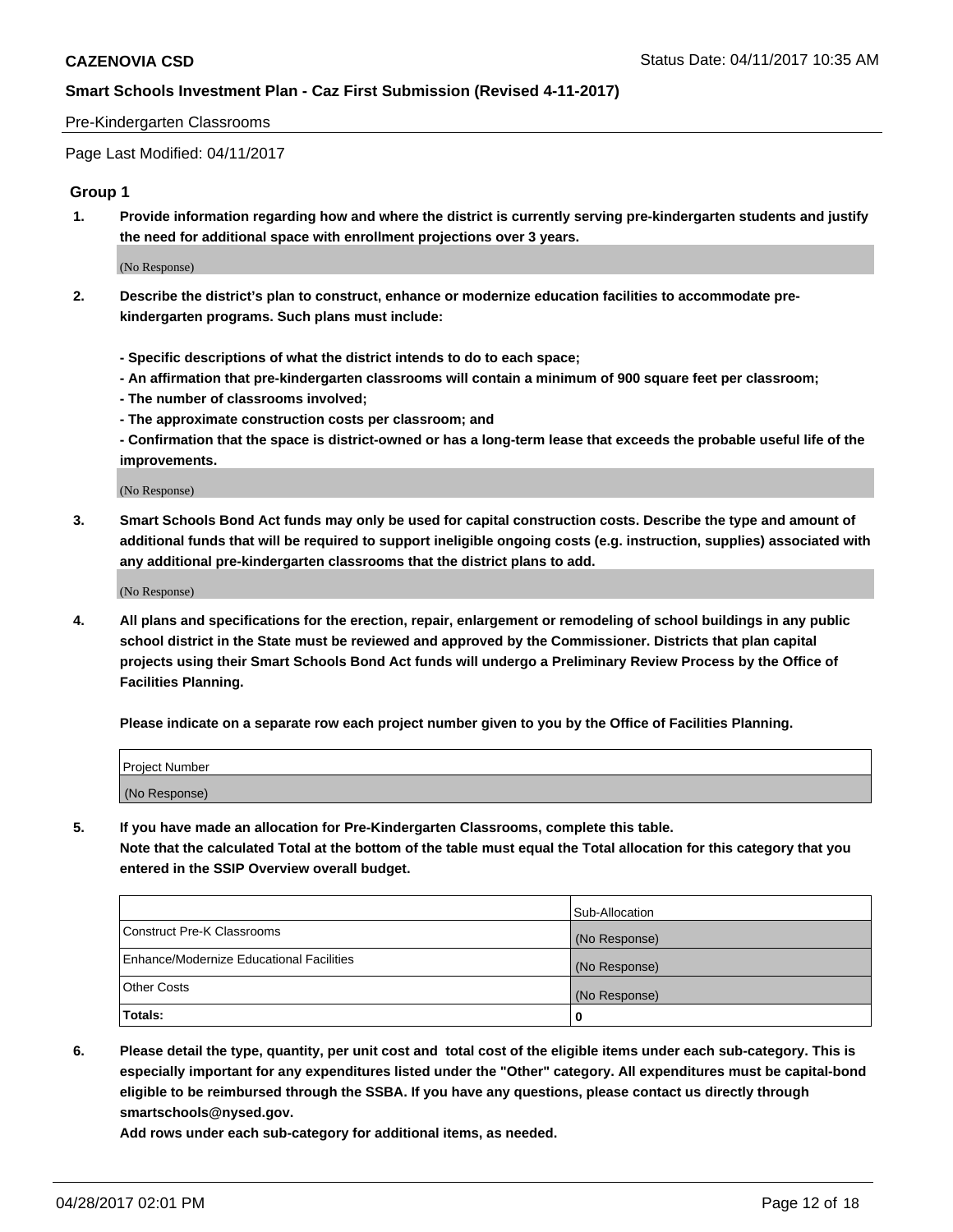Pre-Kindergarten Classrooms

Page Last Modified: 04/11/2017

## Group 1

**1. Provide information regarding how and where the district is currently serving pre-kindergarten students and justify the need for additional space with enrollment projections over 3 years.**

(No Response)

**2. Describe the district's plan to construct, enhance or modernize education facilities to accommodate pre-kindergarten programs. Such plans must include:**

**- Specific descriptions of what the district intends to do to each space;**

**- An affirmation that pre-kindergarten classrooms will contain a minimum of 900 square feet per classroom;**

**- The number of classrooms involved;**

**- The approximate construction costs per classroom; and**

**- Confirmation that the space is district-owned or has a long-term lease that exceeds the probable useful life of the improvements.**

(No Response)

**3. Smart Schools Bond Act funds may only be used for capital construction costs. Describe the type and amount of additional funds that will be required to support ineligible ongoing costs (e.g. instruction, supplies) associated with any additional pre-kindergarten classrooms that the district plans to add.**

(No Response)

**4. All plans and specifications for the erection, repair, enlargement or remodeling of school buildings in any public school district in the State must be reviewed and approved by the Commissioner. Districts that plan capital projects using their Smart Schools Bond Act funds will undergo a Preliminary Review Process by the Office of Facilities Planning.**

**Please indicate on a separate row each project number given to you by the Office of Facilities Planning.**

| Project Number |
| --- |
| (No Response) |

**5. If you have made an allocation for Pre-Kindergarten Classrooms, complete this table.**
**Note that the calculated Total at the bottom of the table must equal the Total allocation for this category that you entered in the SSIP Overview overall budget.**

| | Sub-Allocation |
| --- | --- |
| Construct Pre-K Classrooms | (No Response) |
| Enhance/Modernize Educational Facilities | (No Response) |
| Other Costs | (No Response) |
| **Totals:** | **0** |

**6. Please detail the type, quantity, per unit cost and total cost of the eligible items under each sub-category. This is especially important for any expenditures listed under the "Other" category. All expenditures must be capital-bond eligible to be reimbursed through the SSBA. If you have any questions, please contact us directly through smartschools@nysed.gov.**

**Add rows under each sub-category for additional items, as needed.**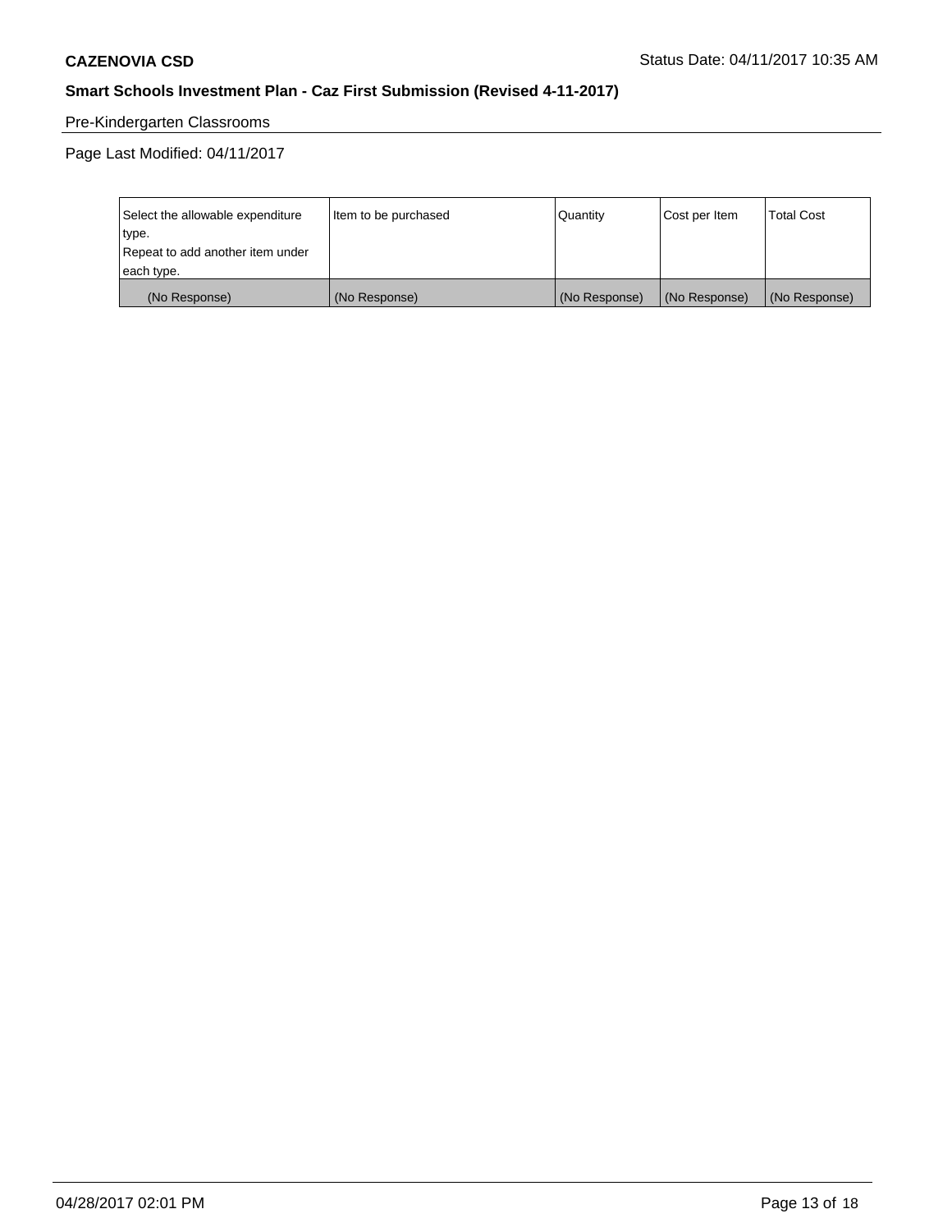Pre-Kindergarten Classrooms

Page Last Modified: 04/11/2017

| Select the allowable expenditure type.<br>Repeat to add another item under each type. | Item to be purchased | Quantity | Cost per Item | Total Cost |
|---|---|---|---|---|
| (No Response) | (No Response) | (No Response) | (No Response) | (No Response) |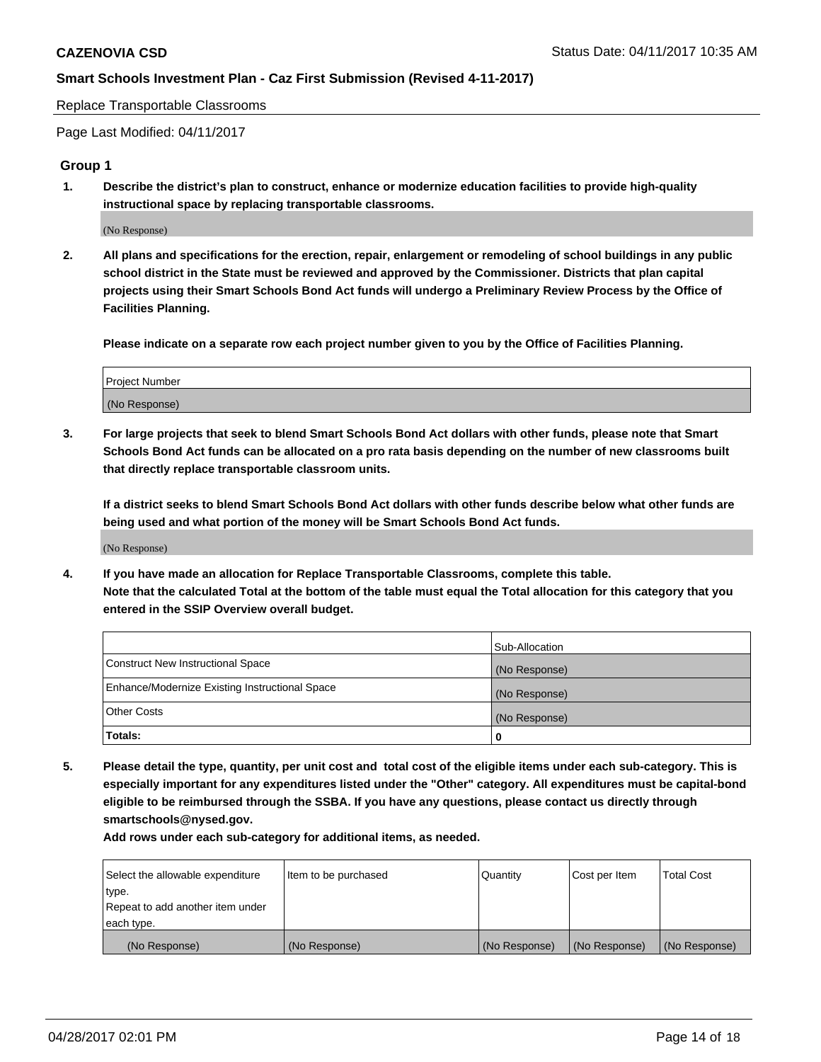Replace Transportable Classrooms

Page Last Modified: 04/11/2017

## Group 1

**1. Describe the district's plan to construct, enhance or modernize education facilities to provide high-quality instructional space by replacing transportable classrooms.**

(No Response)

**2. All plans and specifications for the erection, repair, enlargement or remodeling of school buildings in any public school district in the State must be reviewed and approved by the Commissioner. Districts that plan capital projects using their Smart Schools Bond Act funds will undergo a Preliminary Review Process by the Office of Facilities Planning.**

**Please indicate on a separate row each project number given to you by the Office of Facilities Planning.**

| Project Number |
|---|
| (No Response) |

**3. For large projects that seek to blend Smart Schools Bond Act dollars with other funds, please note that Smart Schools Bond Act funds can be allocated on a pro rata basis depending on the number of new classrooms built that directly replace transportable classroom units.**

**If a district seeks to blend Smart Schools Bond Act dollars with other funds describe below what other funds are being used and what portion of the money will be Smart Schools Bond Act funds.**

(No Response)

**4. If you have made an allocation for Replace Transportable Classrooms, complete this table. Note that the calculated Total at the bottom of the table must equal the Total allocation for this category that you entered in the SSIP Overview overall budget.**

| | Sub-Allocation |
|---|---|
| Construct New Instructional Space | (No Response) |
| Enhance/Modernize Existing Instructional Space | (No Response) |
| Other Costs | (No Response) |
| **Totals:** | **0** |

**5. Please detail the type, quantity, per unit cost and total cost of the eligible items under each sub-category. This is especially important for any expenditures listed under the "Other" category. All expenditures must be capital-bond eligible to be reimbursed through the SSBA. If you have any questions, please contact us directly through smartschools@nysed.gov.**

**Add rows under each sub-category for additional items, as needed.**

| Select the allowable expenditure type. Repeat to add another item under each type. | Item to be purchased | Quantity | Cost per Item | Total Cost |
|---|---|---|---|---|
| (No Response) | (No Response) | (No Response) | (No Response) | (No Response) |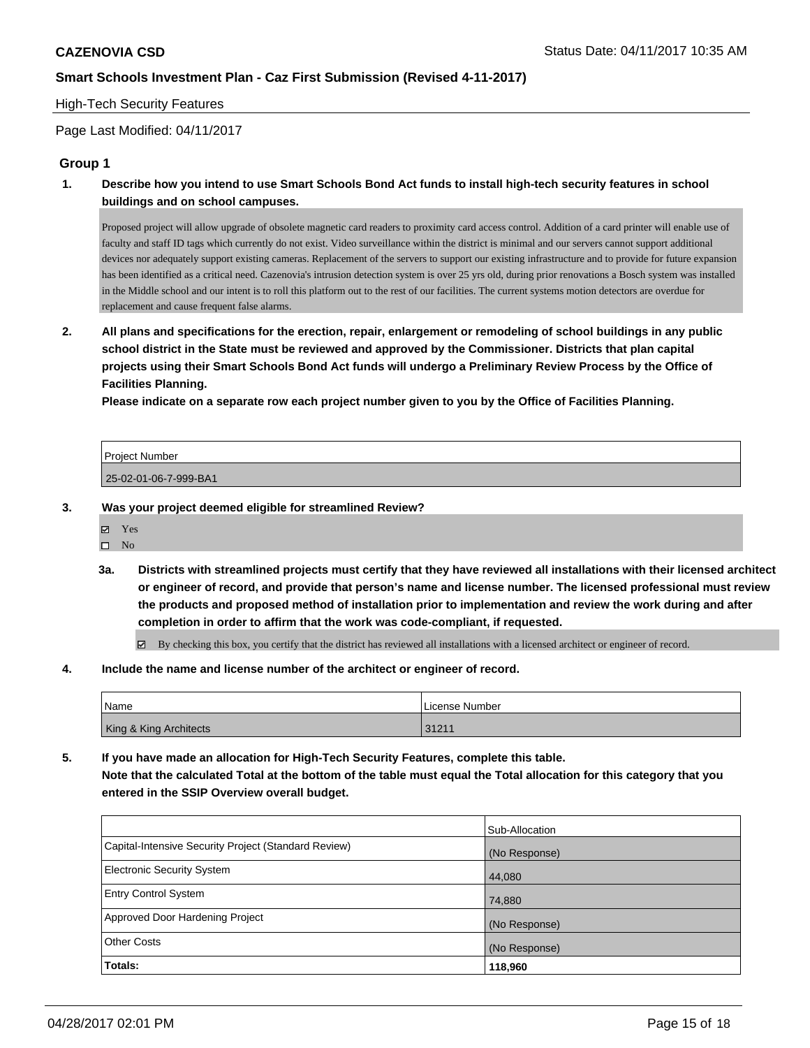High-Tech Security Features

Page Last Modified: 04/11/2017

## Group 1

**1. Describe how you intend to use Smart Schools Bond Act funds to install high-tech security features in school buildings and on school campuses.**

Proposed project will allow upgrade of obsolete magnetic card readers to proximity card access control. Addition of a card printer will enable use of faculty and staff ID tags which currently do not exist. Video surveillance within the district is minimal and our servers cannot support additional devices nor adequately support existing cameras. Replacement of the servers to support our existing infrastructure and to provide for future expansion has been identified as a critical need. Cazenovia's intrusion detection system is over 25 yrs old, during prior renovations a Bosch system was installed in the Middle school and our intent is to roll this platform out to the rest of our facilities. The current systems motion detectors are overdue for replacement and cause frequent false alarms.

**2. All plans and specifications for the erection, repair, enlargement or remodeling of school buildings in any public school district in the State must be reviewed and approved by the Commissioner. Districts that plan capital projects using their Smart Schools Bond Act funds will undergo a Preliminary Review Process by the Office of Facilities Planning.**
**Please indicate on a separate row each project number given to you by the Office of Facilities Planning.**

| Project Number |
| --- |
| 25-02-01-06-7-999-BA1 |

**3. Was your project deemed eligible for streamlined Review?**

- ☑ Yes
- ☐ No

**3a. Districts with streamlined projects must certify that they have reviewed all installations with their licensed architect or engineer of record, and provide that person's name and license number. The licensed professional must review the products and proposed method of installation prior to implementation and review the work during and after completion in order to affirm that the work was code-compliant, if requested.**

☑ By checking this box, you certify that the district has reviewed all installations with a licensed architect or engineer of record.

**4. Include the name and license number of the architect or engineer of record.**

| Name | License Number |
| --- | --- |
| King & King Architects | 31211 |

**5. If you have made an allocation for High-Tech Security Features, complete this table.**
**Note that the calculated Total at the bottom of the table must equal the Total allocation for this category that you entered in the SSIP Overview overall budget.**

| | Sub-Allocation |
| --- | --- |
| Capital-Intensive Security Project (Standard Review) | (No Response) |
| Electronic Security System | 44,080 |
| Entry Control System | 74,880 |
| Approved Door Hardening Project | (No Response) |
| Other Costs | (No Response) |
| **Totals:** | **118,960** |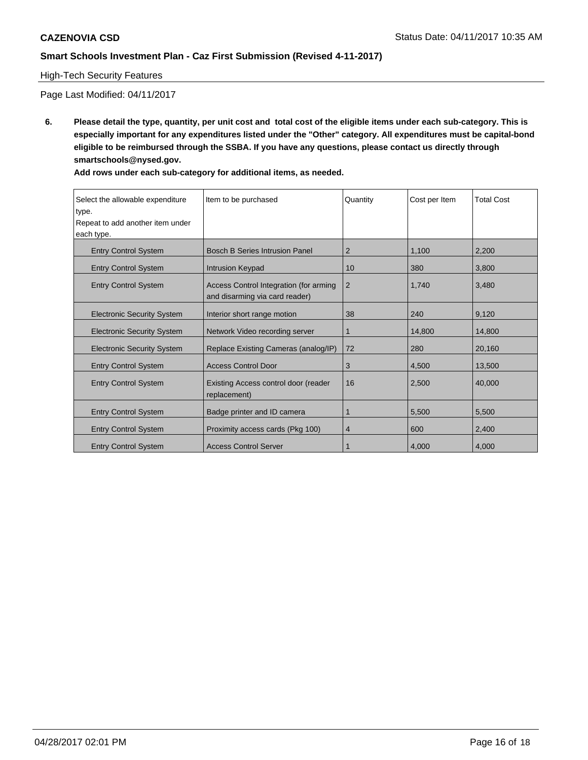High-Tech Security Features

Page Last Modified: 04/11/2017

**6. Please detail the type, quantity, per unit cost and total cost of the eligible items under each sub-category. This is especially important for any expenditures listed under the "Other" category. All expenditures must be capital-bond eligible to be reimbursed through the SSBA. If you have any questions, please contact us directly through smartschools@nysed.gov.**

**Add rows under each sub-category for additional items, as needed.**

| Select the allowable expenditure type. Repeat to add another item under each type. | Item to be purchased | Quantity | Cost per Item | Total Cost |
|---|---|---|---|---|
| Entry Control System | Bosch B Series Intrusion Panel | 2 | 1,100 | 2,200 |
| Entry Control System | Intrusion Keypad | 10 | 380 | 3,800 |
| Entry Control System | Access Control Integration (for arming and disarming via card reader) | 2 | 1,740 | 3,480 |
| Electronic Security System | Interior short range motion | 38 | 240 | 9,120 |
| Electronic Security System | Network Video recording server | 1 | 14,800 | 14,800 |
| Electronic Security System | Replace Existing Cameras (analog/IP) | 72 | 280 | 20,160 |
| Entry Control System | Access Control Door | 3 | 4,500 | 13,500 |
| Entry Control System | Existing Access control door (reader replacement) | 16 | 2,500 | 40,000 |
| Entry Control System | Badge printer and ID camera | 1 | 5,500 | 5,500 |
| Entry Control System | Proximity access cards (Pkg 100) | 4 | 600 | 2,400 |
| Entry Control System | Access Control Server | 1 | 4,000 | 4,000 |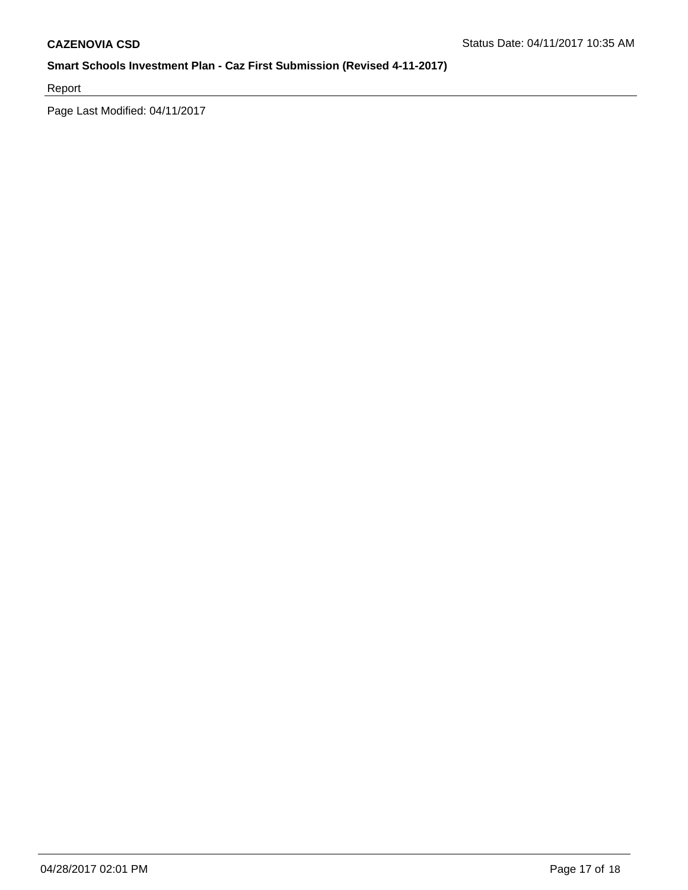Report

Page Last Modified: 04/11/2017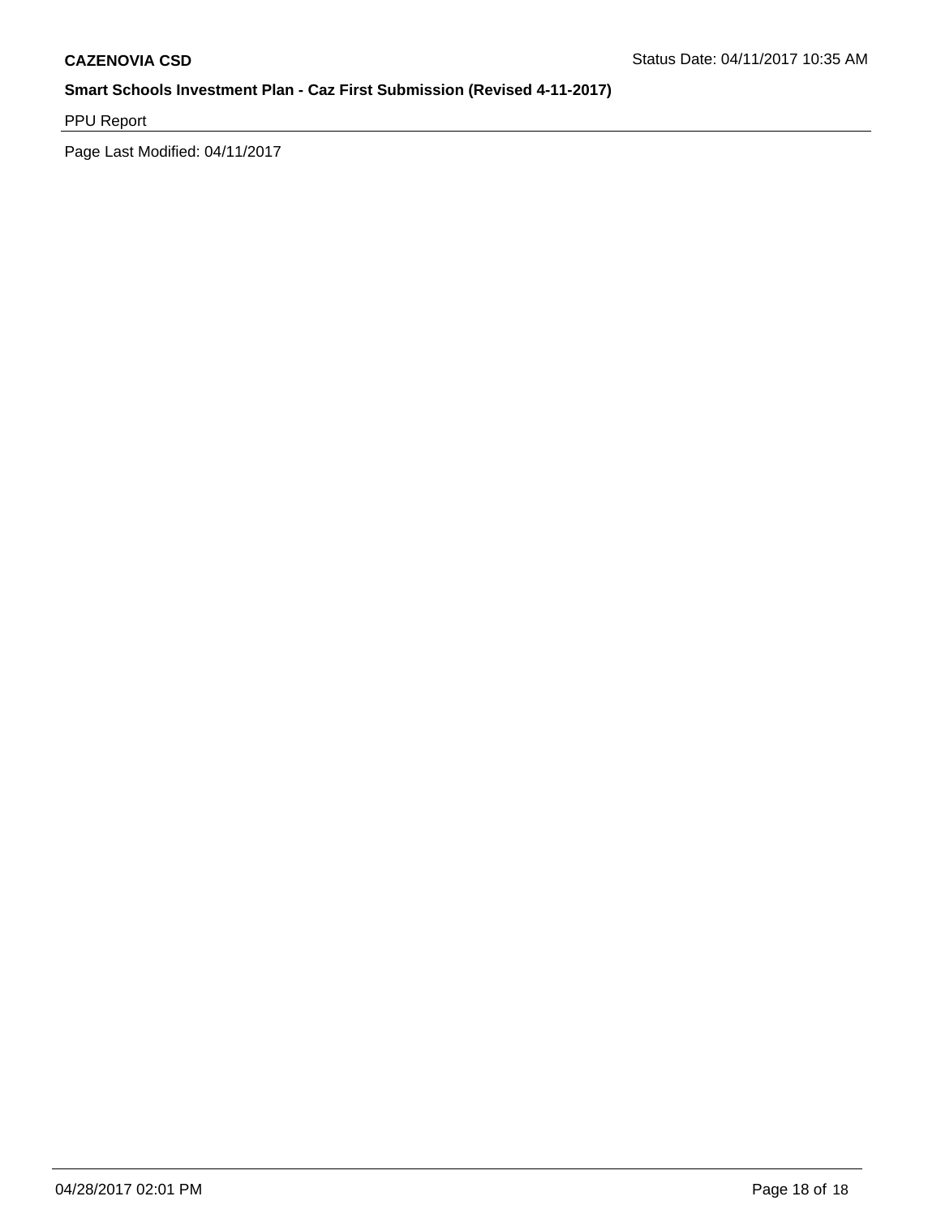**CAZENOVIA CSD** Status Date: 04/11/2017 10:35 AM

**Smart Schools Investment Plan - Caz First Submission (Revised 4-11-2017)**

PPU Report

Page Last Modified: 04/11/2017